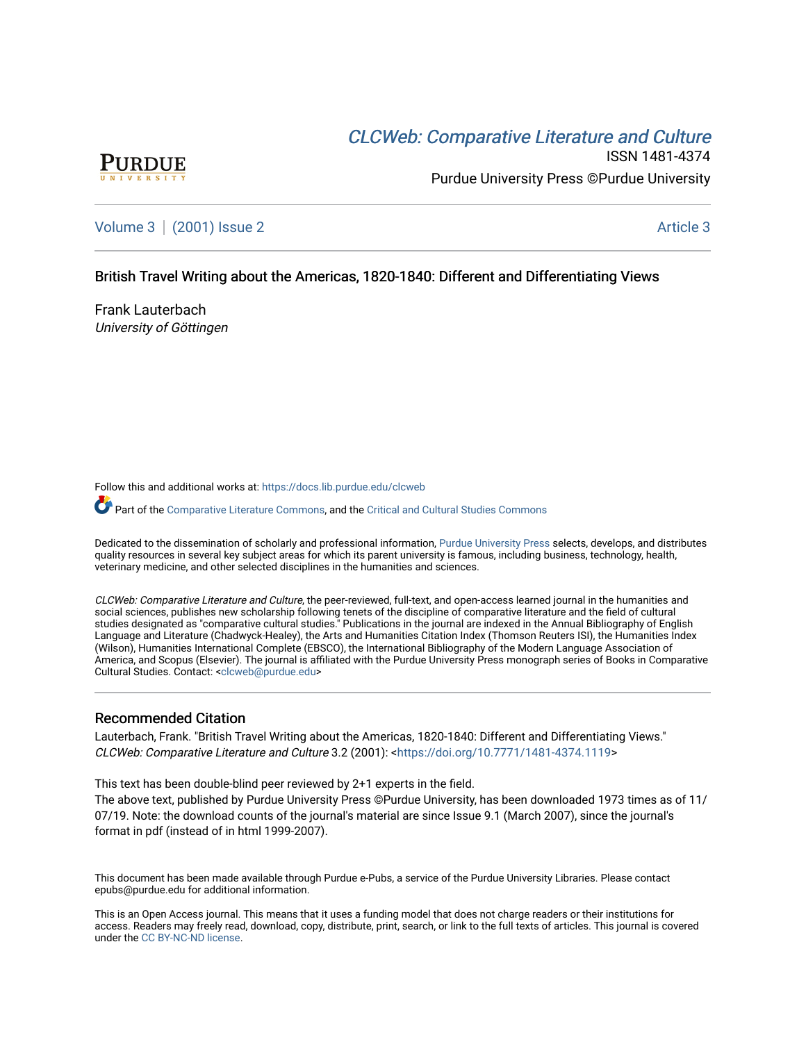CLCWeb: Comparative Literature and Culture

ISSN 1481-4374

Purdue University Press ©Purdue University

Volume 3 | (2001) Issue 2 Article 3

# British Travel Writing about the Americas, 1820-1840: Different and Differentiating Views

Frank Lauterbach

*University of Göttingen*

Follow this and additional works at: https://docs.lib.purdue.edu/clcweb

Part of the Comparative Literature Commons, and the Critical and Cultural Studies Commons

Dedicated to the dissemination of scholarly and professional information, Purdue University Press selects, develops, and distributes quality resources in several key subject areas for which its parent university is famous, including business, technology, health, veterinary medicine, and other selected disciplines in the humanities and sciences.

*CLCWeb: Comparative Literature and Culture*, the peer-reviewed, full-text, and open-access learned journal in the humanities and social sciences, publishes new scholarship following tenets of the discipline of comparative literature and the field of cultural studies designated as "comparative cultural studies." Publications in the journal are indexed in the Annual Bibliography of English Language and Literature (Chadwyck-Healey), the Arts and Humanities Citation Index (Thomson Reuters ISI), the Humanities Index (Wilson), Humanities International Complete (EBSCO), the International Bibliography of the Modern Language Association of America, and Scopus (Elsevier). The journal is affiliated with the Purdue University Press monograph series of Books in Comparative Cultural Studies. Contact: <clcweb@purdue.edu>

## Recommended Citation

Lauterbach, Frank. "British Travel Writing about the Americas, 1820-1840: Different and Differentiating Views." *CLCWeb: Comparative Literature and Culture* 3.2 (2001): <https://doi.org/10.7771/1481-4374.1119>

This text has been double-blind peer reviewed by 2+1 experts in the field.

The above text, published by Purdue University Press ©Purdue University, has been downloaded 1973 times as of 11/07/19. Note: the download counts of the journal's material are since Issue 9.1 (March 2007), since the journal's format in pdf (instead of in html 1999-2007).

This document has been made available through Purdue e-Pubs, a service of the Purdue University Libraries. Please contact epubs@purdue.edu for additional information.

This is an Open Access journal. This means that it uses a funding model that does not charge readers or their institutions for access. Readers may freely read, download, copy, distribute, print, search, or link to the full texts of articles. This journal is covered under the CC BY-NC-ND license.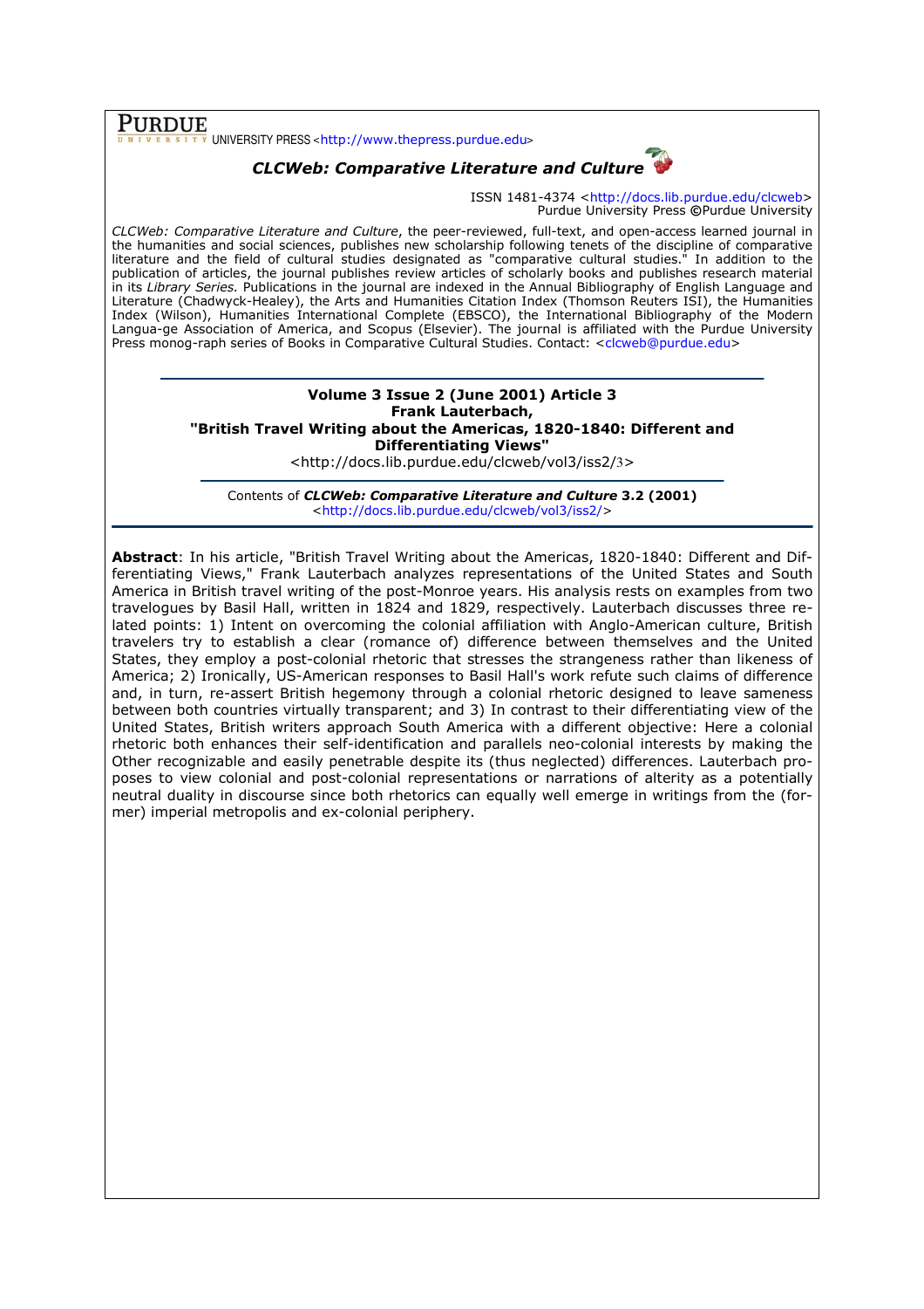**PURDUE** UNIVERSITY PRESS <http://www.thepress.purdue.edu>

***CLCWeb: Comparative Literature and Culture***

ISSN 1481-4374 <http://docs.lib.purdue.edu/clcweb>
Purdue University Press ©Purdue University

*CLCWeb: Comparative Literature and Culture*, the peer-reviewed, full-text, and open-access learned journal in the humanities and social sciences, publishes new scholarship following tenets of the discipline of comparative literature and the field of cultural studies designated as "comparative cultural studies." In addition to the publication of articles, the journal publishes review articles of scholarly books and publishes research material in its *Library Series.* Publications in the journal are indexed in the Annual Bibliography of English Language and Literature (Chadwyck-Healey), the Arts and Humanities Citation Index (Thomson Reuters ISI), the Humanities Index (Wilson), Humanities International Complete (EBSCO), the International Bibliography of the Modern Langua-ge Association of America, and Scopus (Elsevier). The journal is affiliated with the Purdue University Press monog-raph series of Books in Comparative Cultural Studies. Contact: <clcweb@purdue.edu>

**Volume 3 Issue 2 (June 2001) Article 3**
**Frank Lauterbach,**
**"British Travel Writing about the Americas, 1820-1840: Different and Differentiating Views"**
<http://docs.lib.purdue.edu/clcweb/vol3/iss2/3>

Contents of ***CLCWeb: Comparative Literature and Culture*** **3.2 (2001)**
<http://docs.lib.purdue.edu/clcweb/vol3/iss2/>

**Abstract**: In his article, "British Travel Writing about the Americas, 1820-1840: Different and Differentiating Views," Frank Lauterbach analyzes representations of the United States and South America in British travel writing of the post-Monroe years. His analysis rests on examples from two travelogues by Basil Hall, written in 1824 and 1829, respectively. Lauterbach discusses three related points: 1) Intent on overcoming the colonial affiliation with Anglo-American culture, British travelers try to establish a clear (romance of) difference between themselves and the United States, they employ a post-colonial rhetoric that stresses the strangeness rather than likeness of America; 2) Ironically, US-American responses to Basil Hall's work refute such claims of difference and, in turn, re-assert British hegemony through a colonial rhetoric designed to leave sameness between both countries virtually transparent; and 3) In contrast to their differentiating view of the United States, British writers approach South America with a different objective: Here a colonial rhetoric both enhances their self-identification and parallels neo-colonial interests by making the Other recognizable and easily penetrable despite its (thus neglected) differences. Lauterbach proposes to view colonial and post-colonial representations or narrations of alterity as a potentially neutral duality in discourse since both rhetorics can equally well emerge in writings from the (former) imperial metropolis and ex-colonial periphery.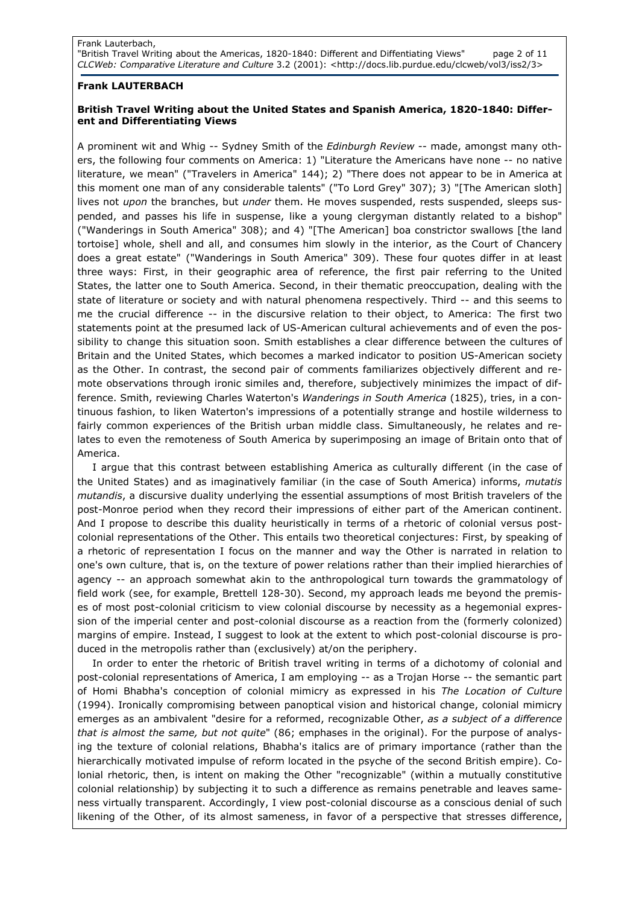**Frank LAUTERBACH**

**British Travel Writing about the United States and Spanish America, 1820-1840: Different and Differentiating Views**

A prominent wit and Whig -- Sydney Smith of the *Edinburgh Review* -- made, amongst many others, the following four comments on America: 1) "Literature the Americans have none -- no native literature, we mean" ("Travelers in America" 144); 2) "There does not appear to be in America at this moment one man of any considerable talents" ("To Lord Grey" 307); 3) "[The American sloth] lives not *upon* the branches, but *under* them. He moves suspended, rests suspended, sleeps suspended, and passes his life in suspense, like a young clergyman distantly related to a bishop" ("Wanderings in South America" 308); and 4) "[The American] boa constrictor swallows [the land tortoise] whole, shell and all, and consumes him slowly in the interior, as the Court of Chancery does a great estate" ("Wanderings in South America" 309). These four quotes differ in at least three ways: First, in their geographic area of reference, the first pair referring to the United States, the latter one to South America. Second, in their thematic preoccupation, dealing with the state of literature or society and with natural phenomena respectively. Third -- and this seems to me the crucial difference -- in the discursive relation to their object, to America: The first two statements point at the presumed lack of US-American cultural achievements and of even the possibility to change this situation soon. Smith establishes a clear difference between the cultures of Britain and the United States, which becomes a marked indicator to position US-American society as the Other. In contrast, the second pair of comments familiarizes objectively different and remote observations through ironic similes and, therefore, subjectively minimizes the impact of difference. Smith, reviewing Charles Waterton's *Wanderings in South America* (1825), tries, in a continuous fashion, to liken Waterton's impressions of a potentially strange and hostile wilderness to fairly common experiences of the British urban middle class. Simultaneously, he relates and relates to even the remoteness of South America by superimposing an image of Britain onto that of America.

I argue that this contrast between establishing America as culturally different (in the case of the United States) and as imaginatively familiar (in the case of South America) informs, *mutatis mutandis*, a discursive duality underlying the essential assumptions of most British travelers of the post-Monroe period when they record their impressions of either part of the American continent. And I propose to describe this duality heuristically in terms of a rhetoric of colonial versus post-colonial representations of the Other. This entails two theoretical conjectures: First, by speaking of a rhetoric of representation I focus on the manner and way the Other is narrated in relation to one's own culture, that is, on the texture of power relations rather than their implied hierarchies of agency -- an approach somewhat akin to the anthropological turn towards the grammatology of field work (see, for example, Brettell 128-30). Second, my approach leads me beyond the premises of most post-colonial criticism to view colonial discourse by necessity as a hegemonial expression of the imperial center and post-colonial discourse as a reaction from the (formerly colonized) margins of empire. Instead, I suggest to look at the extent to which post-colonial discourse is produced in the metropolis rather than (exclusively) at/on the periphery.

In order to enter the rhetoric of British travel writing in terms of a dichotomy of colonial and post-colonial representations of America, I am employing -- as a Trojan Horse -- the semantic part of Homi Bhabha's conception of colonial mimicry as expressed in his *The Location of Culture* (1994). Ironically compromising between panoptical vision and historical change, colonial mimicry emerges as an ambivalent "desire for a reformed, recognizable Other, *as a subject of a difference that is almost the same, but not quite*" (86; emphases in the original). For the purpose of analysing the texture of colonial relations, Bhabha's italics are of primary importance (rather than the hierarchically motivated impulse of reform located in the psyche of the second British empire). Colonial rhetoric, then, is intent on making the Other "recognizable" (within a mutually constitutive colonial relationship) by subjecting it to such a difference as remains penetrable and leaves sameness virtually transparent. Accordingly, I view post-colonial discourse as a conscious denial of such likening of the Other, of its almost sameness, in favor of a perspective that stresses difference,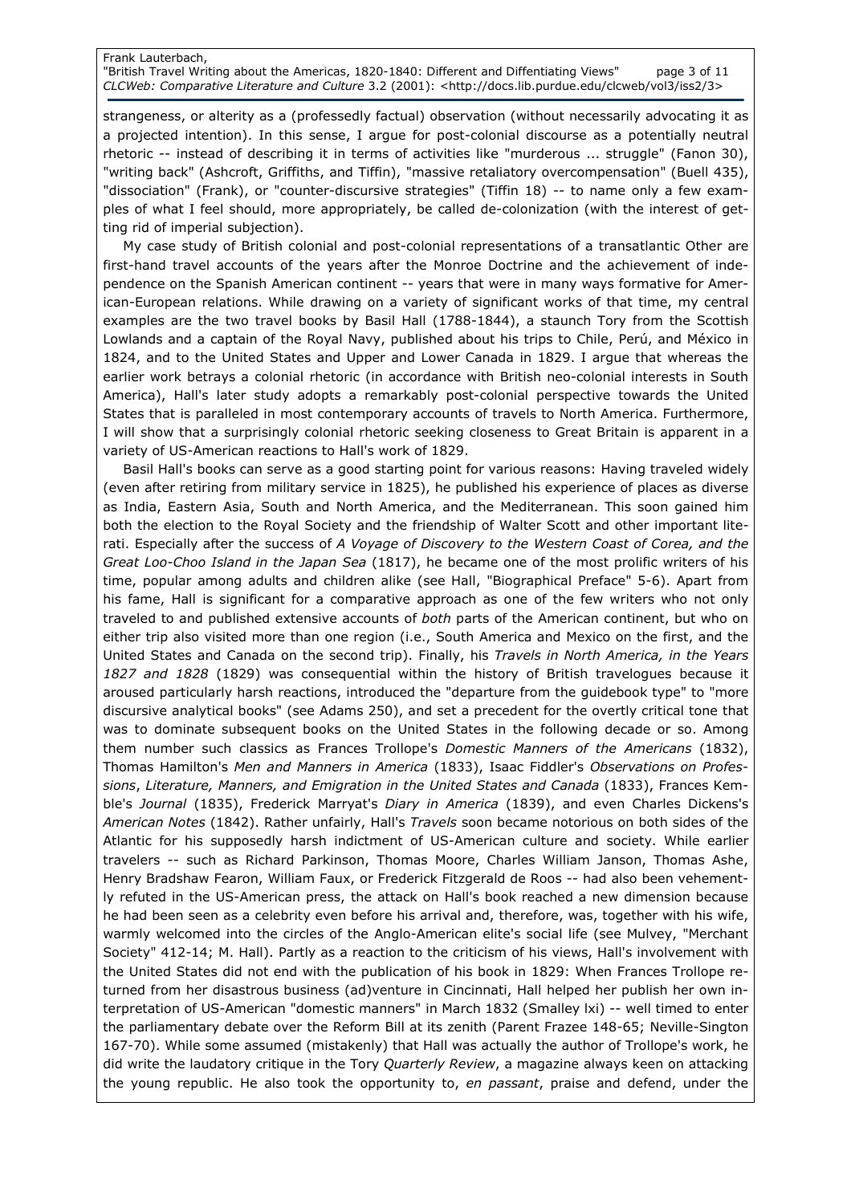strangeness, or alterity as a (professedly factual) observation (without necessarily advocating it as a projected intention). In this sense, I argue for post-colonial discourse as a potentially neutral rhetoric -- instead of describing it in terms of activities like "murderous ... struggle" (Fanon 30), "writing back" (Ashcroft, Griffiths, and Tiffin), "massive retaliatory overcompensation" (Buell 435), "dissociation" (Frank), or "counter-discursive strategies" (Tiffin 18) -- to name only a few examples of what I feel should, more appropriately, be called de-colonization (with the interest of getting rid of imperial subjection).

My case study of British colonial and post-colonial representations of a transatlantic Other are first-hand travel accounts of the years after the Monroe Doctrine and the achievement of independence on the Spanish American continent -- years that were in many ways formative for American-European relations. While drawing on a variety of significant works of that time, my central examples are the two travel books by Basil Hall (1788-1844), a staunch Tory from the Scottish Lowlands and a captain of the Royal Navy, published about his trips to Chile, Perú, and México in 1824, and to the United States and Upper and Lower Canada in 1829. I argue that whereas the earlier work betrays a colonial rhetoric (in accordance with British neo-colonial interests in South America), Hall's later study adopts a remarkably post-colonial perspective towards the United States that is paralleled in most contemporary accounts of travels to North America. Furthermore, I will show that a surprisingly colonial rhetoric seeking closeness to Great Britain is apparent in a variety of US-American reactions to Hall's work of 1829.

Basil Hall's books can serve as a good starting point for various reasons: Having traveled widely (even after retiring from military service in 1825), he published his experience of places as diverse as India, Eastern Asia, South and North America, and the Mediterranean. This soon gained him both the election to the Royal Society and the friendship of Walter Scott and other important literati. Especially after the success of *A Voyage of Discovery to the Western Coast of Corea, and the Great Loo-Choo Island in the Japan Sea* (1817), he became one of the most prolific writers of his time, popular among adults and children alike (see Hall, "Biographical Preface" 5-6). Apart from his fame, Hall is significant for a comparative approach as one of the few writers who not only traveled to and published extensive accounts of *both* parts of the American continent, but who on either trip also visited more than one region (i.e., South America and Mexico on the first, and the United States and Canada on the second trip). Finally, his *Travels in North America, in the Years 1827 and 1828* (1829) was consequential within the history of British travelogues because it aroused particularly harsh reactions, introduced the "departure from the guidebook type" to "more discursive analytical books" (see Adams 250), and set a precedent for the overtly critical tone that was to dominate subsequent books on the United States in the following decade or so. Among them number such classics as Frances Trollope's *Domestic Manners of the Americans* (1832), Thomas Hamilton's *Men and Manners in America* (1833), Isaac Fiddler's *Observations on Professions, Literature, Manners, and Emigration in the United States and Canada* (1833), Frances Kemble's *Journal* (1835), Frederick Marryat's *Diary in America* (1839), and even Charles Dickens's *American Notes* (1842). Rather unfairly, Hall's *Travels* soon became notorious on both sides of the Atlantic for his supposedly harsh indictment of US-American culture and society. While earlier travelers -- such as Richard Parkinson, Thomas Moore, Charles William Janson, Thomas Ashe, Henry Bradshaw Fearon, William Faux, or Frederick Fitzgerald de Roos -- had also been vehemently refuted in the US-American press, the attack on Hall's book reached a new dimension because he had been seen as a celebrity even before his arrival and, therefore, was, together with his wife, warmly welcomed into the circles of the Anglo-American elite's social life (see Mulvey, "Merchant Society" 412-14; M. Hall). Partly as a reaction to the criticism of his views, Hall's involvement with the United States did not end with the publication of his book in 1829: When Frances Trollope returned from her disastrous business (ad)venture in Cincinnati, Hall helped her publish her own interpretation of US-American "domestic manners" in March 1832 (Smalley lxi) -- well timed to enter the parliamentary debate over the Reform Bill at its zenith (Parent Frazee 148-65; Neville-Sington 167-70). While some assumed (mistakenly) that Hall was actually the author of Trollope's work, he did write the laudatory critique in the Tory *Quarterly Review*, a magazine always keen on attacking the young republic. He also took the opportunity to, *en passant*, praise and defend, under the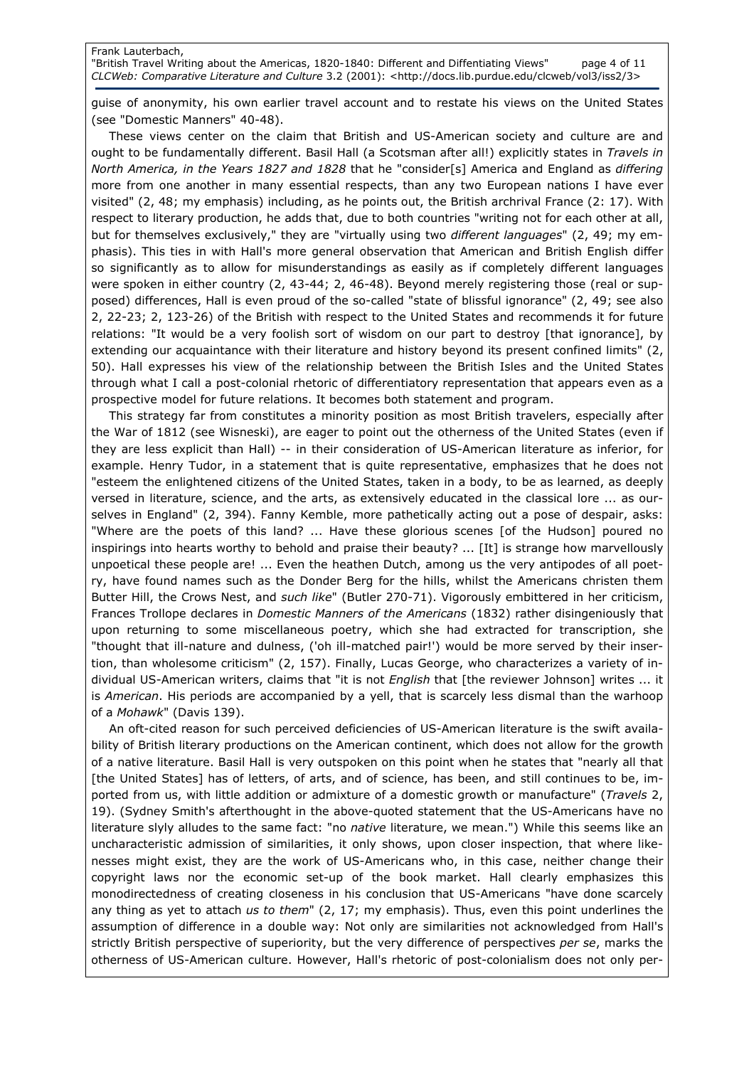guise of anonymity, his own earlier travel account and to restate his views on the United States (see "Domestic Manners" 40-48).

These views center on the claim that British and US-American society and culture are and ought to be fundamentally different. Basil Hall (a Scotsman after all!) explicitly states in *Travels in North America, in the Years 1827 and 1828* that he "consider[s] America and England as *differing* more from one another in many essential respects, than any two European nations I have ever visited" (2, 48; my emphasis) including, as he points out, the British archrival France (2: 17). With respect to literary production, he adds that, due to both countries "writing not for each other at all, but for themselves exclusively," they are "virtually using two *different languages*" (2, 49; my emphasis). This ties in with Hall's more general observation that American and British English differ so significantly as to allow for misunderstandings as easily as if completely different languages were spoken in either country (2, 43-44; 2, 46-48). Beyond merely registering those (real or supposed) differences, Hall is even proud of the so-called "state of blissful ignorance" (2, 49; see also 2, 22-23; 2, 123-26) of the British with respect to the United States and recommends it for future relations: "It would be a very foolish sort of wisdom on our part to destroy [that ignorance], by extending our acquaintance with their literature and history beyond its present confined limits" (2, 50). Hall expresses his view of the relationship between the British Isles and the United States through what I call a post-colonial rhetoric of differentiatory representation that appears even as a prospective model for future relations. It becomes both statement and program.

This strategy far from constitutes a minority position as most British travelers, especially after the War of 1812 (see Wisneski), are eager to point out the otherness of the United States (even if they are less explicit than Hall) -- in their consideration of US-American literature as inferior, for example. Henry Tudor, in a statement that is quite representative, emphasizes that he does not "esteem the enlightened citizens of the United States, taken in a body, to be as learned, as deeply versed in literature, science, and the arts, as extensively educated in the classical lore ... as ourselves in England" (2, 394). Fanny Kemble, more pathetically acting out a pose of despair, asks: "Where are the poets of this land? ... Have these glorious scenes [of the Hudson] poured no inspirings into hearts worthy to behold and praise their beauty? ... [It] is strange how marvellously unpoetical these people are! ... Even the heathen Dutch, among us the very antipodes of all poetry, have found names such as the Donder Berg for the hills, whilst the Americans christen them Butter Hill, the Crows Nest, and *such like*" (Butler 270-71). Vigorously embittered in her criticism, Frances Trollope declares in *Domestic Manners of the Americans* (1832) rather disingeniously that upon returning to some miscellaneous poetry, which she had extracted for transcription, she "thought that ill-nature and dulness, ('oh ill-matched pair!') would be more served by their insertion, than wholesome criticism" (2, 157). Finally, Lucas George, who characterizes a variety of individual US-American writers, claims that "it is not *English* that [the reviewer Johnson] writes ... it is *American*. His periods are accompanied by a yell, that is scarcely less dismal than the warhoop of a *Mohawk*" (Davis 139).

An oft-cited reason for such perceived deficiencies of US-American literature is the swift availability of British literary productions on the American continent, which does not allow for the growth of a native literature. Basil Hall is very outspoken on this point when he states that "nearly all that [the United States] has of letters, of arts, and of science, has been, and still continues to be, imported from us, with little addition or admixture of a domestic growth or manufacture" (*Travels* 2, 19). (Sydney Smith's afterthought in the above-quoted statement that the US-Americans have no literature slyly alludes to the same fact: "no *native* literature, we mean.") While this seems like an uncharacteristic admission of similarities, it only shows, upon closer inspection, that where likenesses might exist, they are the work of US-Americans who, in this case, neither change their copyright laws nor the economic set-up of the book market. Hall clearly emphasizes this monodirectedness of creating closeness in his conclusion that US-Americans "have done scarcely any thing as yet to attach *us to them*" (2, 17; my emphasis). Thus, even this point underlines the assumption of difference in a double way: Not only are similarities not acknowledged from Hall's strictly British perspective of superiority, but the very difference of perspectives *per se*, marks the otherness of US-American culture. However, Hall's rhetoric of post-colonialism does not only per-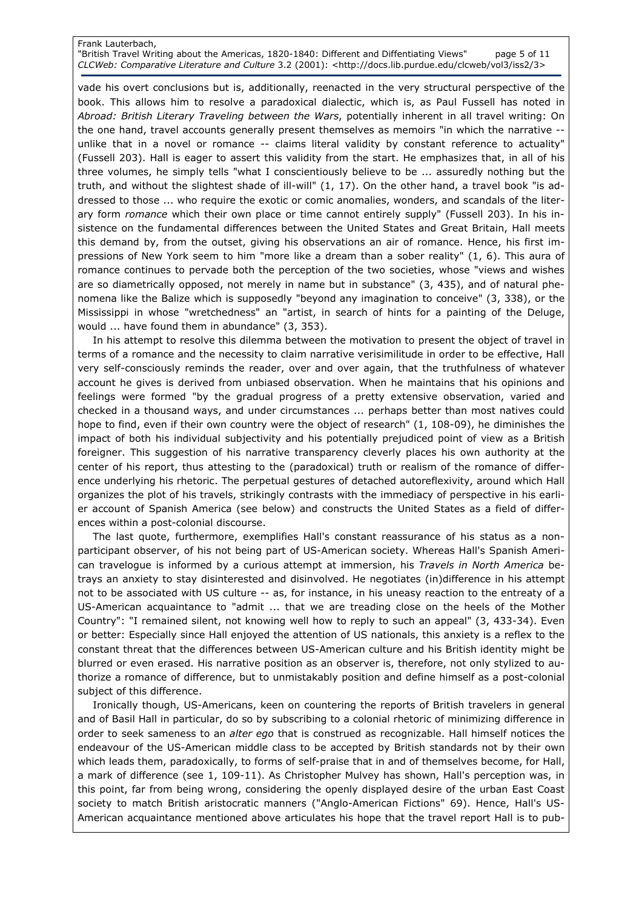vade his overt conclusions but is, additionally, reenacted in the very structural perspective of the book. This allows him to resolve a paradoxical dialectic, which is, as Paul Fussell has noted in *Abroad: British Literary Traveling between the Wars*, potentially inherent in all travel writing: On the one hand, travel accounts generally present themselves as memoirs "in which the narrative -- unlike that in a novel or romance -- claims literal validity by constant reference to actuality" (Fussell 203). Hall is eager to assert this validity from the start. He emphasizes that, in all of his three volumes, he simply tells "what I conscientiously believe to be ... assuredly nothing but the truth, and without the slightest shade of ill-will" (1, 17). On the other hand, a travel book "is addressed to those ... who require the exotic or comic anomalies, wonders, and scandals of the literary form *romance* which their own place or time cannot entirely supply" (Fussell 203). In his insistence on the fundamental differences between the United States and Great Britain, Hall meets this demand by, from the outset, giving his observations an air of romance. Hence, his first impressions of New York seem to him "more like a dream than a sober reality" (1, 6). This aura of romance continues to pervade both the perception of the two societies, whose "views and wishes are so diametrically opposed, not merely in name but in substance" (3, 435), and of natural phenomena like the Balize which is supposedly "beyond any imagination to conceive" (3, 338), or the Mississippi in whose "wretchedness" an "artist, in search of hints for a painting of the Deluge, would ... have found them in abundance" (3, 353).

In his attempt to resolve this dilemma between the motivation to present the object of travel in terms of a romance and the necessity to claim narrative verisimilitude in order to be effective, Hall very self-consciously reminds the reader, over and over again, that the truthfulness of whatever account he gives is derived from unbiased observation. When he maintains that his opinions and feelings were formed "by the gradual progress of a pretty extensive observation, varied and checked in a thousand ways, and under circumstances ... perhaps better than most natives could hope to find, even if their own country were the object of research" (1, 108-09), he diminishes the impact of both his individual subjectivity and his potentially prejudiced point of view as a British foreigner. This suggestion of his narrative transparency cleverly places his own authority at the center of his report, thus attesting to the (paradoxical) truth or realism of the romance of difference underlying his rhetoric. The perpetual gestures of detached autoreflexivity, around which Hall organizes the plot of his travels, strikingly contrasts with the immediacy of perspective in his earlier account of Spanish America (see below) and constructs the United States as a field of differences within a post-colonial discourse.

The last quote, furthermore, exemplifies Hall's constant reassurance of his status as a non-participant observer, of his not being part of US-American society. Whereas Hall's Spanish American travelogue is informed by a curious attempt at immersion, his *Travels in North America* betrays an anxiety to stay disinterested and disinvolved. He negotiates (in)difference in his attempt not to be associated with US culture -- as, for instance, in his uneasy reaction to the entreaty of a US-American acquaintance to "admit ... that we are treading close on the heels of the Mother Country": "I remained silent, not knowing well how to reply to such an appeal" (3, 433-34). Even or better: Especially since Hall enjoyed the attention of US nationals, this anxiety is a reflex to the constant threat that the differences between US-American culture and his British identity might be blurred or even erased. His narrative position as an observer is, therefore, not only stylized to authorize a romance of difference, but to unmistakably position and define himself as a post-colonial subject of this difference.

Ironically though, US-Americans, keen on countering the reports of British travelers in general and of Basil Hall in particular, do so by subscribing to a colonial rhetoric of minimizing difference in order to seek sameness to an *alter ego* that is construed as recognizable. Hall himself notices the endeavour of the US-American middle class to be accepted by British standards not by their own which leads them, paradoxically, to forms of self-praise that in and of themselves become, for Hall, a mark of difference (see 1, 109-11). As Christopher Mulvey has shown, Hall's perception was, in this point, far from being wrong, considering the openly displayed desire of the urban East Coast society to match British aristocratic manners ("Anglo-American Fictions" 69). Hence, Hall's US-American acquaintance mentioned above articulates his hope that the travel report Hall is to pub-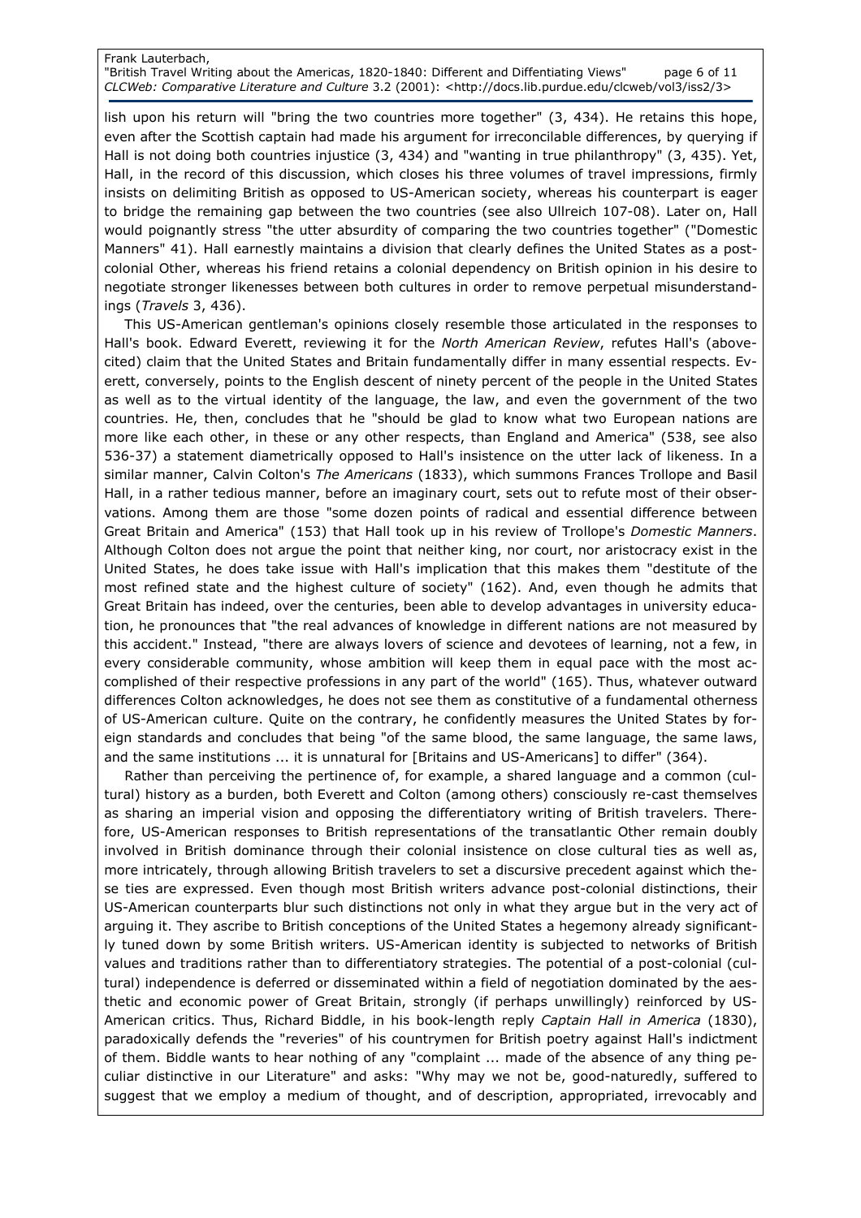lish upon his return will "bring the two countries more together" (3, 434). He retains this hope, even after the Scottish captain had made his argument for irreconcilable differences, by querying if Hall is not doing both countries injustice (3, 434) and "wanting in true philanthropy" (3, 435). Yet, Hall, in the record of this discussion, which closes his three volumes of travel impressions, firmly insists on delimiting British as opposed to US-American society, whereas his counterpart is eager to bridge the remaining gap between the two countries (see also Ullreich 107-08). Later on, Hall would poignantly stress "the utter absurdity of comparing the two countries together" ("Domestic Manners" 41). Hall earnestly maintains a division that clearly defines the United States as a post-colonial Other, whereas his friend retains a colonial dependency on British opinion in his desire to negotiate stronger likenesses between both cultures in order to remove perpetual misunderstandings (*Travels* 3, 436).

This US-American gentleman's opinions closely resemble those articulated in the responses to Hall's book. Edward Everett, reviewing it for the *North American Review*, refutes Hall's (above-cited) claim that the United States and Britain fundamentally differ in many essential respects. Everett, conversely, points to the English descent of ninety percent of the people in the United States as well as to the virtual identity of the language, the law, and even the government of the two countries. He, then, concludes that he "should be glad to know what two European nations are more like each other, in these or any other respects, than England and America" (538, see also 536-37) a statement diametrically opposed to Hall's insistence on the utter lack of likeness. In a similar manner, Calvin Colton's *The Americans* (1833), which summons Frances Trollope and Basil Hall, in a rather tedious manner, before an imaginary court, sets out to refute most of their observations. Among them are those "some dozen points of radical and essential difference between Great Britain and America" (153) that Hall took up in his review of Trollope's *Domestic Manners*. Although Colton does not argue the point that neither king, nor court, nor aristocracy exist in the United States, he does take issue with Hall's implication that this makes them "destitute of the most refined state and the highest culture of society" (162). And, even though he admits that Great Britain has indeed, over the centuries, been able to develop advantages in university education, he pronounces that "the real advances of knowledge in different nations are not measured by this accident." Instead, "there are always lovers of science and devotees of learning, not a few, in every considerable community, whose ambition will keep them in equal pace with the most accomplished of their respective professions in any part of the world" (165). Thus, whatever outward differences Colton acknowledges, he does not see them as constitutive of a fundamental otherness of US-American culture. Quite on the contrary, he confidently measures the United States by foreign standards and concludes that being "of the same blood, the same language, the same laws, and the same institutions ... it is unnatural for [Britains and US-Americans] to differ" (364).

Rather than perceiving the pertinence of, for example, a shared language and a common (cultural) history as a burden, both Everett and Colton (among others) consciously re-cast themselves as sharing an imperial vision and opposing the differentiatory writing of British travelers. Therefore, US-American responses to British representations of the transatlantic Other remain doubly involved in British dominance through their colonial insistence on close cultural ties as well as, more intricately, through allowing British travelers to set a discursive precedent against which these ties are expressed. Even though most British writers advance post-colonial distinctions, their US-American counterparts blur such distinctions not only in what they argue but in the very act of arguing it. They ascribe to British conceptions of the United States a hegemony already significantly tuned down by some British writers. US-American identity is subjected to networks of British values and traditions rather than to differentiatory strategies. The potential of a post-colonial (cultural) independence is deferred or disseminated within a field of negotiation dominated by the aesthetic and economic power of Great Britain, strongly (if perhaps unwillingly) reinforced by US-American critics. Thus, Richard Biddle, in his book-length reply *Captain Hall in America* (1830), paradoxically defends the "reveries" of his countrymen for British poetry against Hall's indictment of them. Biddle wants to hear nothing of any "complaint ... made of the absence of any thing peculiar distinctive in our Literature" and asks: "Why may we not be, good-naturedly, suffered to suggest that we employ a medium of thought, and of description, appropriated, irrevocably and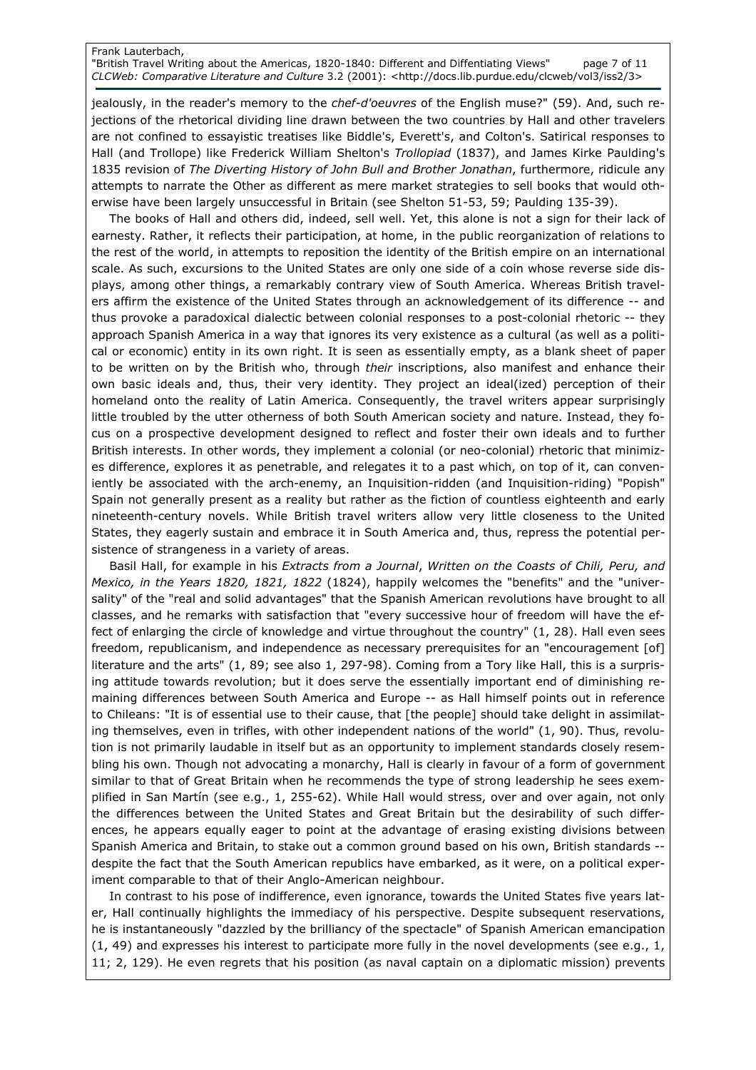jealously, in the reader's memory to the *chef-d'oeuvres* of the English muse?" (59). And, such rejections of the rhetorical dividing line drawn between the two countries by Hall and other travelers are not confined to essayistic treatises like Biddle's, Everett's, and Colton's. Satirical responses to Hall (and Trollope) like Frederick William Shelton's *Trollopiad* (1837), and James Kirke Paulding's 1835 revision of *The Diverting History of John Bull and Brother Jonathan*, furthermore, ridicule any attempts to narrate the Other as different as mere market strategies to sell books that would otherwise have been largely unsuccessful in Britain (see Shelton 51-53, 59; Paulding 135-39).

The books of Hall and others did, indeed, sell well. Yet, this alone is not a sign for their lack of earnesty. Rather, it reflects their participation, at home, in the public reorganization of relations to the rest of the world, in attempts to reposition the identity of the British empire on an international scale. As such, excursions to the United States are only one side of a coin whose reverse side displays, among other things, a remarkably contrary view of South America. Whereas British travelers affirm the existence of the United States through an acknowledgement of its difference -- and thus provoke a paradoxical dialectic between colonial responses to a post-colonial rhetoric -- they approach Spanish America in a way that ignores its very existence as a cultural (as well as a political or economic) entity in its own right. It is seen as essentially empty, as a blank sheet of paper to be written on by the British who, through *their* inscriptions, also manifest and enhance their own basic ideals and, thus, their very identity. They project an ideal(ized) perception of their homeland onto the reality of Latin America. Consequently, the travel writers appear surprisingly little troubled by the utter otherness of both South American society and nature. Instead, they focus on a prospective development designed to reflect and foster their own ideals and to further British interests. In other words, they implement a colonial (or neo-colonial) rhetoric that minimizes difference, explores it as penetrable, and relegates it to a past which, on top of it, can conveniently be associated with the arch-enemy, an Inquisition-ridden (and Inquisition-riding) "Popish" Spain not generally present as a reality but rather as the fiction of countless eighteenth and early nineteenth-century novels. While British travel writers allow very little closeness to the United States, they eagerly sustain and embrace it in South America and, thus, repress the potential persistence of strangeness in a variety of areas.

Basil Hall, for example in his *Extracts from a Journal*, *Written on the Coasts of Chili, Peru, and Mexico, in the Years 1820, 1821, 1822* (1824), happily welcomes the "benefits" and the "universality" of the "real and solid advantages" that the Spanish American revolutions have brought to all classes, and he remarks with satisfaction that "every successive hour of freedom will have the effect of enlarging the circle of knowledge and virtue throughout the country" (1, 28). Hall even sees freedom, republicanism, and independence as necessary prerequisites for an "encouragement [of] literature and the arts" (1, 89; see also 1, 297-98). Coming from a Tory like Hall, this is a surprising attitude towards revolution; but it does serve the essentially important end of diminishing remaining differences between South America and Europe -- as Hall himself points out in reference to Chileans: "It is of essential use to their cause, that [the people] should take delight in assimilating themselves, even in trifles, with other independent nations of the world" (1, 90). Thus, revolution is not primarily laudable in itself but as an opportunity to implement standards closely resembling his own. Though not advocating a monarchy, Hall is clearly in favour of a form of government similar to that of Great Britain when he recommends the type of strong leadership he sees exemplified in San Martín (see e.g., 1, 255-62). While Hall would stress, over and over again, not only the differences between the United States and Great Britain but the desirability of such differences, he appears equally eager to point at the advantage of erasing existing divisions between Spanish America and Britain, to stake out a common ground based on his own, British standards -- despite the fact that the South American republics have embarked, as it were, on a political experiment comparable to that of their Anglo-American neighbour.

In contrast to his pose of indifference, even ignorance, towards the United States five years later, Hall continually highlights the immediacy of his perspective. Despite subsequent reservations, he is instantaneously "dazzled by the brilliancy of the spectacle" of Spanish American emancipation (1, 49) and expresses his interest to participate more fully in the novel developments (see e.g., 1, 11; 2, 129). He even regrets that his position (as naval captain on a diplomatic mission) prevents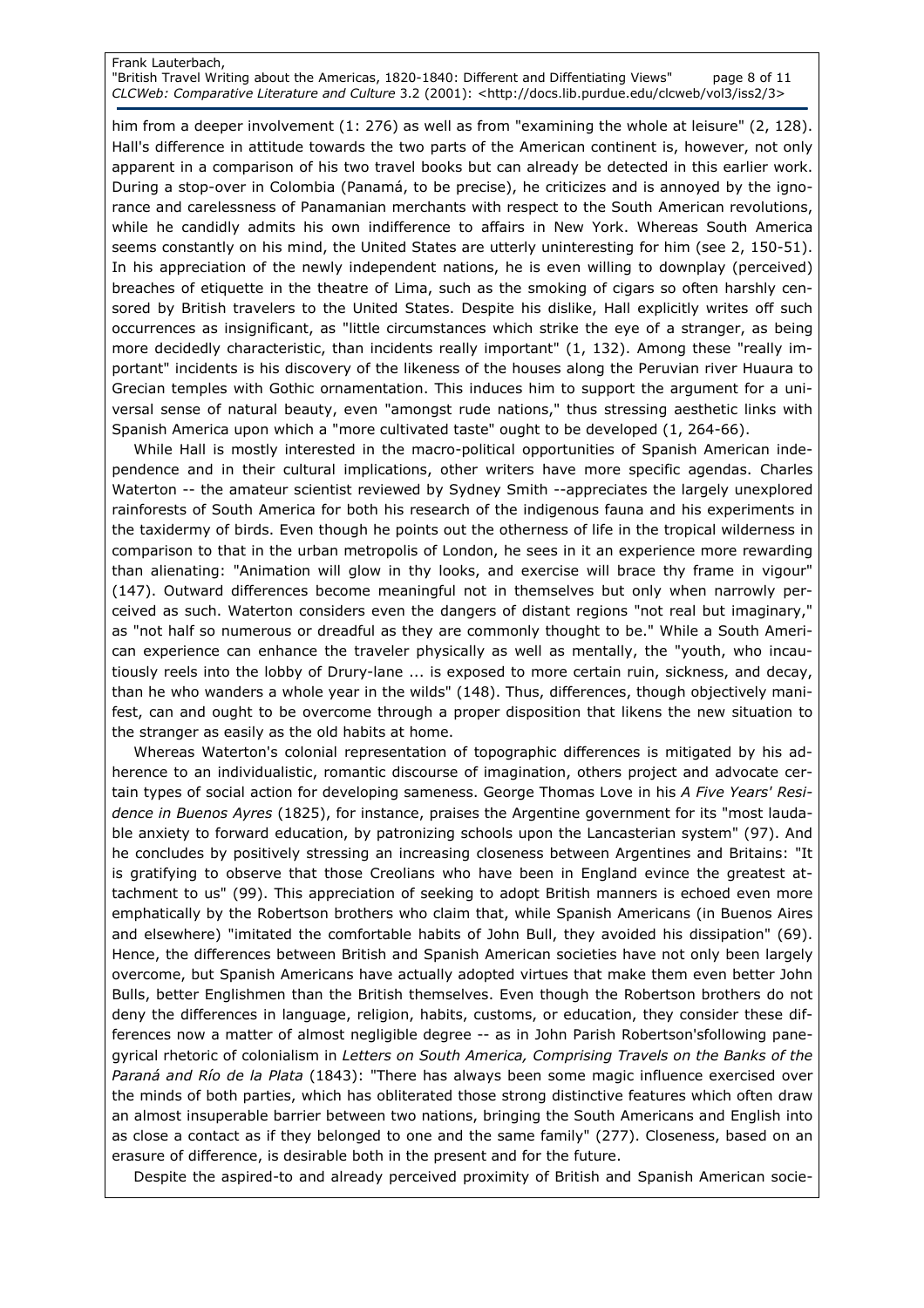him from a deeper involvement (1: 276) as well as from "examining the whole at leisure" (2, 128). Hall's difference in attitude towards the two parts of the American continent is, however, not only apparent in a comparison of his two travel books but can already be detected in this earlier work. During a stop-over in Colombia (Panamá, to be precise), he criticizes and is annoyed by the ignorance and carelessness of Panamanian merchants with respect to the South American revolutions, while he candidly admits his own indifference to affairs in New York. Whereas South America seems constantly on his mind, the United States are utterly uninteresting for him (see 2, 150-51). In his appreciation of the newly independent nations, he is even willing to downplay (perceived) breaches of etiquette in the theatre of Lima, such as the smoking of cigars so often harshly censored by British travelers to the United States. Despite his dislike, Hall explicitly writes off such occurrences as insignificant, as "little circumstances which strike the eye of a stranger, as being more decidedly characteristic, than incidents really important" (1, 132). Among these "really important" incidents is his discovery of the likeness of the houses along the Peruvian river Huaura to Grecian temples with Gothic ornamentation. This induces him to support the argument for a universal sense of natural beauty, even "amongst rude nations," thus stressing aesthetic links with Spanish America upon which a "more cultivated taste" ought to be developed (1, 264-66).

While Hall is mostly interested in the macro-political opportunities of Spanish American independence and in their cultural implications, other writers have more specific agendas. Charles Waterton -- the amateur scientist reviewed by Sydney Smith --appreciates the largely unexplored rainforests of South America for both his research of the indigenous fauna and his experiments in the taxidermy of birds. Even though he points out the otherness of life in the tropical wilderness in comparison to that in the urban metropolis of London, he sees in it an experience more rewarding than alienating: "Animation will glow in thy looks, and exercise will brace thy frame in vigour" (147). Outward differences become meaningful not in themselves but only when narrowly perceived as such. Waterton considers even the dangers of distant regions "not real but imaginary," as "not half so numerous or dreadful as they are commonly thought to be." While a South American experience can enhance the traveler physically as well as mentally, the "youth, who incautiously reels into the lobby of Drury-lane ... is exposed to more certain ruin, sickness, and decay, than he who wanders a whole year in the wilds" (148). Thus, differences, though objectively manifest, can and ought to be overcome through a proper disposition that likens the new situation to the stranger as easily as the old habits at home.

Whereas Waterton's colonial representation of topographic differences is mitigated by his adherence to an individualistic, romantic discourse of imagination, others project and advocate certain types of social action for developing sameness. George Thomas Love in his *A Five Years' Residence in Buenos Ayres* (1825), for instance, praises the Argentine government for its "most laudable anxiety to forward education, by patronizing schools upon the Lancasterian system" (97). And he concludes by positively stressing an increasing closeness between Argentines and Britains: "It is gratifying to observe that those Creolians who have been in England evince the greatest attachment to us" (99). This appreciation of seeking to adopt British manners is echoed even more emphatically by the Robertson brothers who claim that, while Spanish Americans (in Buenos Aires and elsewhere) "imitated the comfortable habits of John Bull, they avoided his dissipation" (69). Hence, the differences between British and Spanish American societies have not only been largely overcome, but Spanish Americans have actually adopted virtues that make them even better John Bulls, better Englishmen than the British themselves. Even though the Robertson brothers do not deny the differences in language, religion, habits, customs, or education, they consider these differences now a matter of almost negligible degree -- as in John Parish Robertson'sfollowing panegyrical rhetoric of colonialism in *Letters on South America, Comprising Travels on the Banks of the Paraná and Río de la Plata* (1843): "There has always been some magic influence exercised over the minds of both parties, which has obliterated those strong distinctive features which often draw an almost insuperable barrier between two nations, bringing the South Americans and English into as close a contact as if they belonged to one and the same family" (277). Closeness, based on an erasure of difference, is desirable both in the present and for the future.

Despite the aspired-to and already perceived proximity of British and Spanish American socie-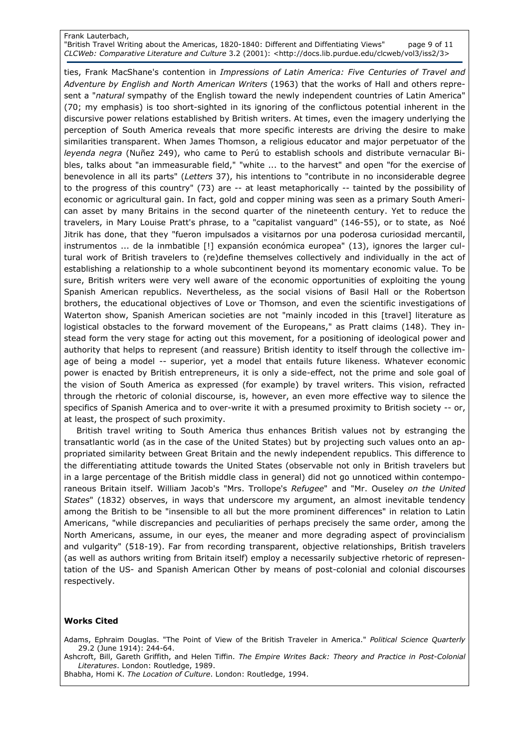ties, Frank MacShane's contention in *Impressions of Latin America: Five Centuries of Travel and Adventure by English and North American Writers* (1963) that the works of Hall and others represent a "*natural* sympathy of the English toward the newly independent countries of Latin America" (70; my emphasis) is too short-sighted in its ignoring of the conflictous potential inherent in the discursive power relations established by British writers. At times, even the imagery underlying the perception of South America reveals that more specific interests are driving the desire to make similarities transparent. When James Thomson, a religious educator and major perpetuator of the *leyenda negra* (Nuñez 249), who came to Perú to establish schools and distribute vernacular Bibles, talks about "an immeasurable field," "white ... to the harvest" and open "for the exercise of benevolence in all its parts" (*Letters* 37), his intentions to "contribute in no inconsiderable degree to the progress of this country" (73) are -- at least metaphorically -- tainted by the possibility of economic or agricultural gain. In fact, gold and copper mining was seen as a primary South American asset by many Britains in the second quarter of the nineteenth century. Yet to reduce the travelers, in Mary Louise Pratt's phrase, to a "capitalist vanguard" (146-55), or to state, as Noé Jitrik has done, that they "fueron impulsados a visitarnos por una poderosa curiosidad mercantil, instrumentos ... de la inmbatible [!] expansión económica europea" (13), ignores the larger cultural work of British travelers to (re)define themselves collectively and individually in the act of establishing a relationship to a whole subcontinent beyond its momentary economic value. To be sure, British writers were very well aware of the economic opportunities of exploiting the young Spanish American republics. Nevertheless, as the social visions of Basil Hall or the Robertson brothers, the educational objectives of Love or Thomson, and even the scientific investigations of Waterton show, Spanish American societies are not "mainly incoded in this [travel] literature as logistical obstacles to the forward movement of the Europeans," as Pratt claims (148). They instead form the very stage for acting out this movement, for a positioning of ideological power and authority that helps to represent (and reassure) British identity to itself through the collective image of being a model -- superior, yet a model that entails future likeness. Whatever economic power is enacted by British entrepreneurs, it is only a side-effect, not the prime and sole goal of the vision of South America as expressed (for example) by travel writers. This vision, refracted through the rhetoric of colonial discourse, is, however, an even more effective way to silence the specifics of Spanish America and to over-write it with a presumed proximity to British society -- or, at least, the prospect of such proximity.

British travel writing to South America thus enhances British values not by estranging the transatlantic world (as in the case of the United States) but by projecting such values onto an appropriated similarity between Great Britain and the newly independent republics. This difference to the differentiating attitude towards the United States (observable not only in British travelers but in a large percentage of the British middle class in general) did not go unnoticed within contemporaneous Britain itself. William Jacob's "Mrs. Trollope's *Refugee*" and "Mr. Ouseley *on the United States*" (1832) observes, in ways that underscore my argument, an almost inevitable tendency among the British to be "insensible to all but the more prominent differences" in relation to Latin Americans, "while discrepancies and peculiarities of perhaps precisely the same order, among the North Americans, assume, in our eyes, the meaner and more degrading aspect of provincialism and vulgarity" (518-19). Far from recording transparent, objective relationships, British travelers (as well as authors writing from Britain itself) employ a necessarily subjective rhetoric of representation of the US- and Spanish American Other by means of post-colonial and colonial discourses respectively.

## Works Cited

Adams, Ephraim Douglas. "The Point of View of the British Traveler in America." *Political Science Quarterly* 29.2 (June 1914): 244-64.

Ashcroft, Bill, Gareth Griffith, and Helen Tiffin. *The Empire Writes Back: Theory and Practice in Post-Colonial Literatures*. London: Routledge, 1989.

Bhabha, Homi K. *The Location of Culture*. London: Routledge, 1994.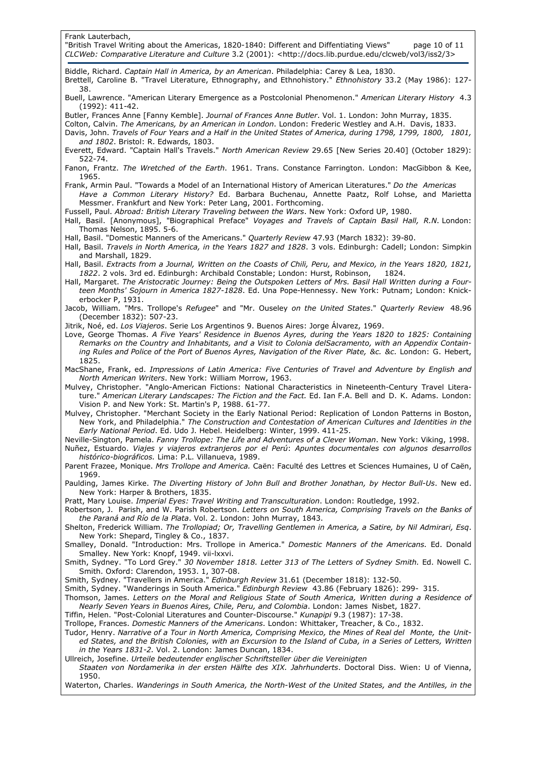Biddle, Richard. *Captain Hall in America, by an American*. Philadelphia: Carey & Lea, 1830.

Brettell, Caroline B. "Travel Literature, Ethnography, and Ethnohistory." *Ethnohistory* 33.2 (May 1986): 127-38.

Buell, Lawrence. "American Literary Emergence as a Postcolonial Phenomenon." *American Literary History* 4.3 (1992): 411-42.

Butler, Frances Anne [Fanny Kemble]. *Journal of Frances Anne Butler*. Vol. 1. London: John Murray, 1835.

Colton, Calvin. *The Americans, by an American in London*. London: Frederic Westley and A.H. Davis, 1833.

Davis, John. *Travels of Four Years and a Half in the United States of America, during 1798, 1799, 1800, 1801, and 1802*. Bristol: R. Edwards, 1803.

Everett, Edward. "Captain Hall's Travels." *North American Review* 29.65 [New Series 20.40] (October 1829): 522-74.

Fanon, Frantz. *The Wretched of the Earth*. 1961. Trans. Constance Farrington. London: MacGibbon & Kee, 1965.

Frank, Armin Paul. "Towards a Model of an International History of American Literatures." *Do the Americas Have a Common Literary History?* Ed. Barbara Buchenau, Annette Paatz, Rolf Lohse, and Marietta Messmer. Frankfurt and New York: Peter Lang, 2001. Forthcoming.

Fussell, Paul. *Abroad: British Literary Traveling between the Wars*. New York: Oxford UP, 1980.

Hall, Basil. [Anonymous], "Biographical Preface" *Voyages and Travels of Captain Basil Hall, R.N*. London: Thomas Nelson, 1895. 5-6.

Hall, Basil. "Domestic Manners of the Americans." *Quarterly Review* 47.93 (March 1832): 39-80.

Hall, Basil. *Travels in North America, in the Years 1827 and 1828*. 3 vols. Edinburgh: Cadell; London: Simpkin and Marshall, 1829.

Hall, Basil. *Extracts from a Journal, Written on the Coasts of Chili, Peru, and Mexico, in the Years 1820, 1821, 1822*. 2 vols. 3rd ed. Edinburgh: Archibald Constable; London: Hurst, Robinson, 1824.

Hall, Margaret. *The Aristocratic Journey: Being the Outspoken Letters of Mrs. Basil Hall Written during a Fourteen Months' Sojourn in America 1827-1828*. Ed. Una Pope-Hennessy. New York: Putnam; London: Knickerbocker P, 1931.

Jacob, William. "Mrs. Trollope's *Refugee*" and "Mr. Ouseley *on the United States*." *Quarterly Review* 48.96 (December 1832): 507-23.

Jitrik, Noé, ed. *Los Viajeros*. Serie Los Argentinos 9. Buenos Aires: Jorge Álvarez, 1969.

Love, George Thomas. *A Five Years' Residence in Buenos Ayres, during the Years 1820 to 1825: Containing Remarks on the Country and Inhabitants, and a Visit to Colonia delSacramento, with an Appendix Containing Rules and Police of the Port of Buenos Ayres, Navigation of the River Plate, &c. &c*. London: G. Hebert, 1825.

MacShane, Frank, ed. *Impressions of Latin America: Five Centuries of Travel and Adventure by English and North American Writers*. New York: William Morrow, 1963.

Mulvey, Christopher. "Anglo-American Fictions: National Characteristics in Nineteenth-Century Travel Literature." *American Literary Landscapes: The Fiction and the Fact.* Ed. Ian F.A. Bell and D. K. Adams. London: Vision P. and New York: St. Martin's P, 1988. 61-77.

Mulvey, Christopher. "Merchant Society in the Early National Period: Replication of London Patterns in Boston, New York, and Philadelphia." *The Construction and Contestation of American Cultures and Identities in the Early National Period*. Ed. Udo J. Hebel. Heidelberg: Winter, 1999. 411-25.

Neville-Sington, Pamela. *Fanny Trollope: The Life and Adventures of a Clever Woman*. New York: Viking, 1998.

Nuñez, Estuardo. *Viajes y viajeros extranjeros por el Perú*: *Apuntes documentales con algunos desarrollos histórico-biográficos.* Lima: P.L. Villanueva, 1989.

Parent Frazee, Monique. *Mrs Trollope and America.* Caën: Faculté des Lettres et Sciences Humaines, U of Caën, 1969.

Paulding, James Kirke. *The Diverting History of John Bull and Brother Jonathan, by Hector Bull-Us*. New ed. New York: Harper & Brothers, 1835.

Pratt, Mary Louise. *Imperial Eyes: Travel Writing and Transculturation*. London: Routledge, 1992.

Robertson, J. Parish, and W. Parish Robertson. *Letters on South America, Comprising Travels on the Banks of the Paraná and Río de la Plata*. Vol. 2. London: John Murray, 1843.

Shelton, Frederick William. *The Trollopiad; Or, Travelling Gentlemen in America, a Satire, by Nil Admirari, Esq*. New York: Shepard, Tingley & Co., 1837.

Smalley, Donald. "Introduction: Mrs. Trollope in America." *Domestic Manners of the Americans.* Ed. Donald Smalley. New York: Knopf, 1949. vii-lxxvi.

Smith, Sydney. "To Lord Grey." *30 November 1818. Letter 313 of The Letters of Sydney Smith.* Ed. Nowell C. Smith. Oxford: Clarendon, 1953. 1, 307-08.

Smith, Sydney. "Travellers in America." *Edinburgh Review* 31.61 (December 1818): 132-50.

Smith, Sydney. "Wanderings in South America." *Edinburgh Review* 43.86 (February 1826): 299- 315.

Thomson, James. *Letters on the Moral and Religious State of South America, Written during a Residence of Nearly Seven Years in Buenos Aires, Chile, Peru, and Colombia*. London: James Nisbet, 1827.

Tiffin, Helen. "Post-Colonial Literatures and Counter-Discourse." *Kunapipi* 9.3 (1987): 17-38.

Trollope, Frances. *Domestic Manners of the Americans*. London: Whittaker, Treacher, & Co., 1832.

Tudor, Henry. *Narrative of a Tour in North America, Comprising Mexico, the Mines of Real del Monte, the United States, and the British Colonies, with an Excursion to the Island of Cuba, in a Series of Letters, Written in the Years 1831-2.* Vol. 2. London: James Duncan, 1834.

Ullreich, Josefine. *Urteile bedeutender englischer Schriftsteller über die Vereinigten Staaten von Nordamerika in der ersten Hälfte des XIX. Jahrhunderts*. Doctoral Diss. Wien: U of Vienna, 1950.

Waterton, Charles. *Wanderings in South America, the North-West of the United States, and the Antilles, in the*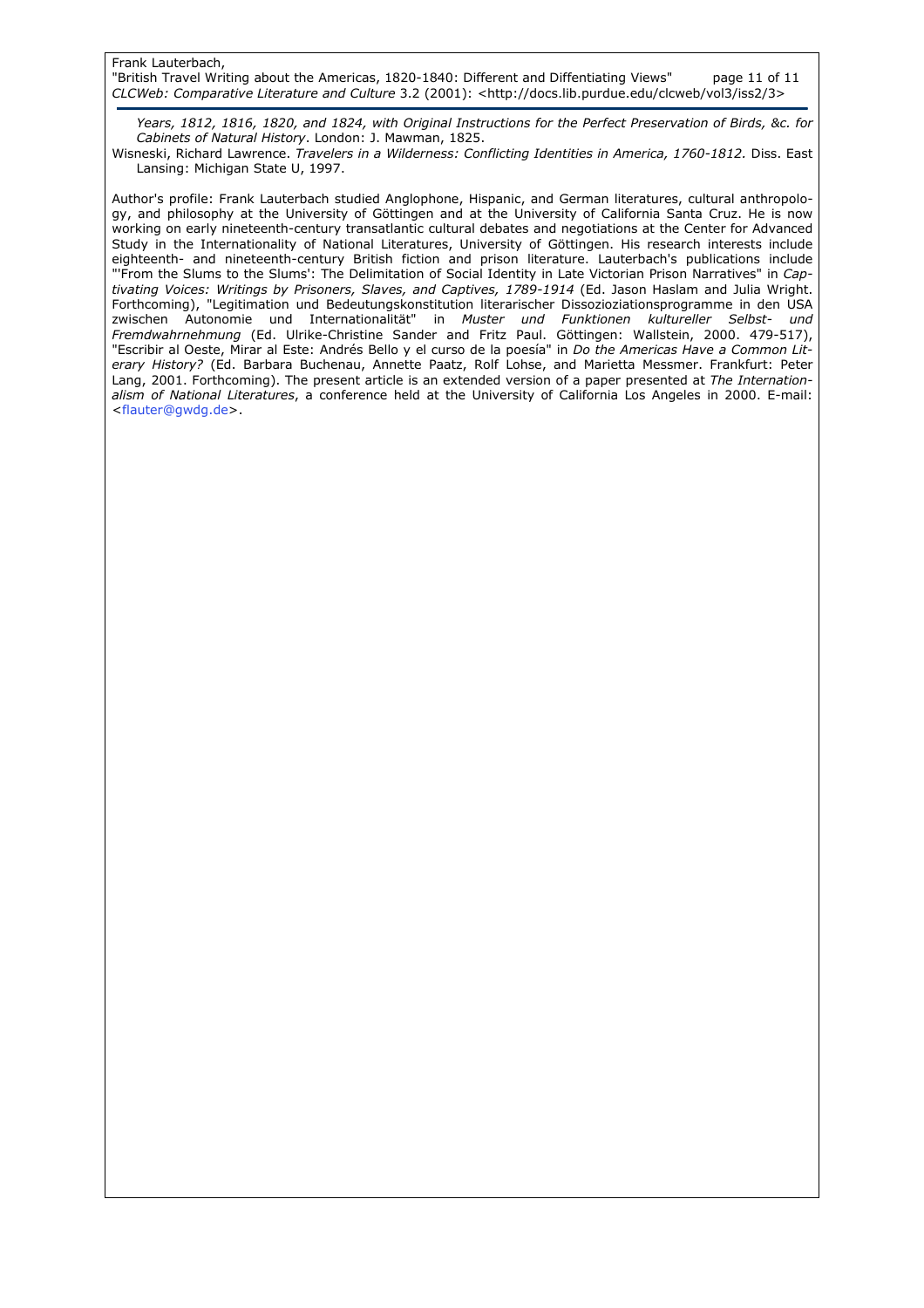*Years, 1812, 1816, 1820, and 1824, with Original Instructions for the Perfect Preservation of Birds, &c. for Cabinets of Natural History*. London: J. Mawman, 1825.

Wisneski, Richard Lawrence. *Travelers in a Wilderness: Conflicting Identities in America, 1760-1812*. Diss. East Lansing: Michigan State U, 1997.

Author's profile: Frank Lauterbach studied Anglophone, Hispanic, and German literatures, cultural anthropology, and philosophy at the University of Göttingen and at the University of California Santa Cruz. He is now working on early nineteenth-century transatlantic cultural debates and negotiations at the Center for Advanced Study in the Internationality of National Literatures, University of Göttingen. His research interests include eighteenth- and nineteenth-century British fiction and prison literature. Lauterbach's publications include "'From the Slums to the Slums': The Delimitation of Social Identity in Late Victorian Prison Narratives" in *Captivating Voices: Writings by Prisoners, Slaves, and Captives, 1789-1914* (Ed. Jason Haslam and Julia Wright. Forthcoming), "Legitimation und Bedeutungskonstitution literarischer Dissozioziationsprogramme in den USA zwischen Autonomie und Internationalität" in *Muster und Funktionen kultureller Selbst- und Fremdwahrnehmung* (Ed. Ulrike-Christine Sander and Fritz Paul. Göttingen: Wallstein, 2000. 479-517), "Escribir al Oeste, Mirar al Este: Andrés Bello y el curso de la poesía" in *Do the Americas Have a Common Literary History?* (Ed. Barbara Buchenau, Annette Paatz, Rolf Lohse, and Marietta Messmer. Frankfurt: Peter Lang, 2001. Forthcoming). The present article is an extended version of a paper presented at *The Internationalism of National Literatures*, a conference held at the University of California Los Angeles in 2000. E-mail: <flauter@gwdg.de>.